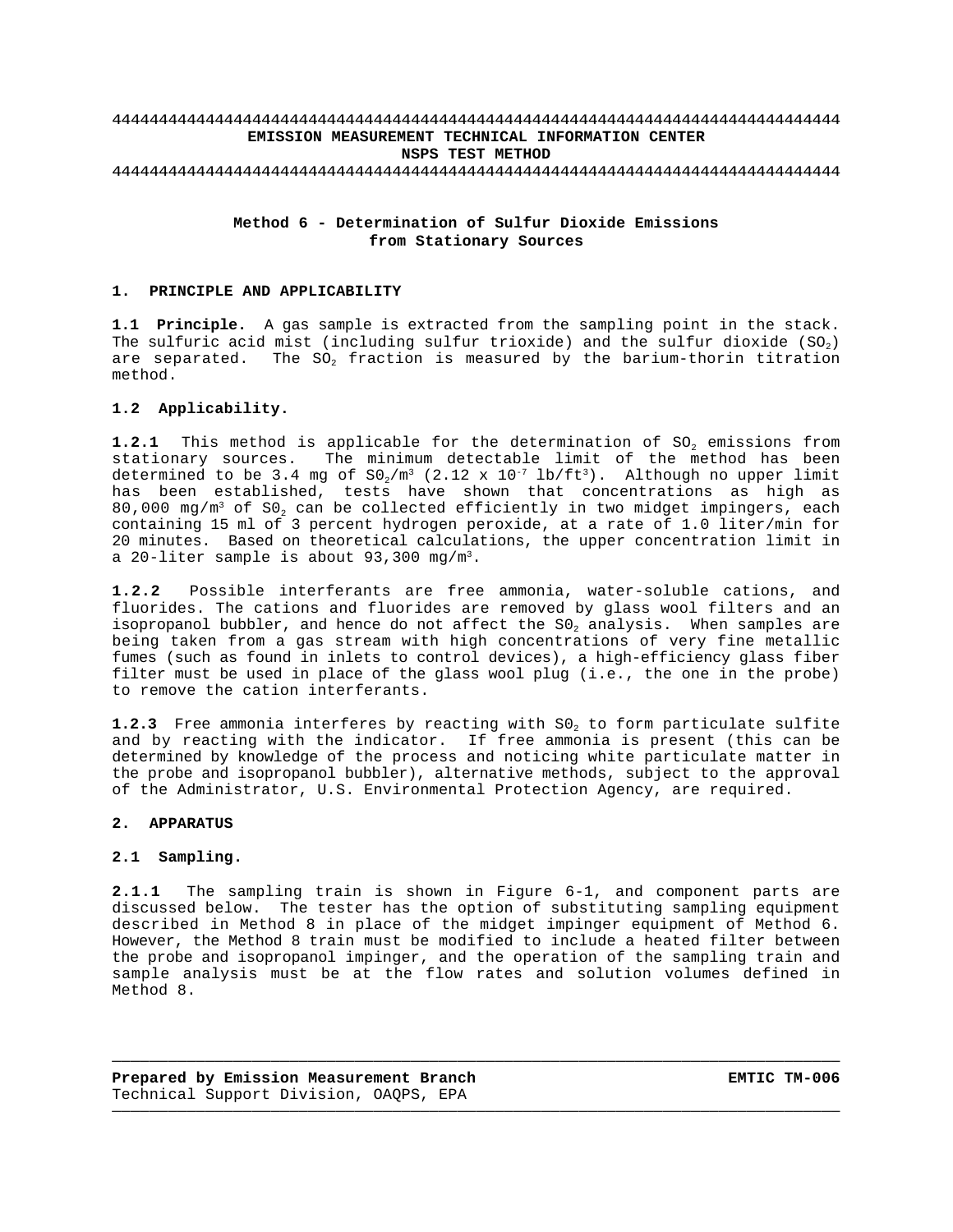4444444444444444444444444444444444444444444444444444444444444444444444
**EMISSION MEASUREMENT TECHNICAL INFORMATION CENTER**
**NSPS TEST METHOD**
4444444444444444444444444444444444444444444444444444444444444444444444

# Method 6 - Determination of Sulfur Dioxide Emissions from Stationary Sources

## 1. PRINCIPLE AND APPLICABILITY

**1.1 Principle.** A gas sample is extracted from the sampling point in the stack. The sulfuric acid mist (including sulfur trioxide) and the sulfur dioxide ($SO_2$) are separated. The $SO_2$ fraction is measured by the barium-thorin titration method.

**1.2 Applicability.**

**1.2.1** This method is applicable for the determination of $SO_2$ emissions from stationary sources. The minimum detectable limit of the method has been determined to be 3.4 mg of $SO_2/m^3$ ($2.12 \times 10^{-7}$ lb/ft$^3$). Although no upper limit has been established, tests have shown that concentrations as high as 80,000 mg/m$^3$ of $SO_2$ can be collected efficiently in two midget impingers, each containing 15 ml of 3 percent hydrogen peroxide, at a rate of 1.0 liter/min for 20 minutes. Based on theoretical calculations, the upper concentration limit in a 20-liter sample is about 93,300 mg/m$^3$.

**1.2.2** Possible interferants are free ammonia, water-soluble cations, and fluorides. The cations and fluorides are removed by glass wool filters and an isopropanol bubbler, and hence do not affect the $SO_2$ analysis. When samples are being taken from a gas stream with high concentrations of very fine metallic fumes (such as found in inlets to control devices), a high-efficiency glass fiber filter must be used in place of the glass wool plug (i.e., the one in the probe) to remove the cation interferants.

**1.2.3** Free ammonia interferes by reacting with $SO_2$ to form particulate sulfite and by reacting with the indicator. If free ammonia is present (this can be determined by knowledge of the process and noticing white particulate matter in the probe and isopropanol bubbler), alternative methods, subject to the approval of the Administrator, U.S. Environmental Protection Agency, are required.

## 2. APPARATUS

**2.1 Sampling.**

**2.1.1** The sampling train is shown in Figure 6-1, and component parts are discussed below. The tester has the option of substituting sampling equipment described in Method 8 in place of the midget impinger equipment of Method 6. However, the Method 8 train must be modified to include a heated filter between the probe and isopropanol impinger, and the operation of the sampling train and sample analysis must be at the flow rates and solution volumes defined in Method 8.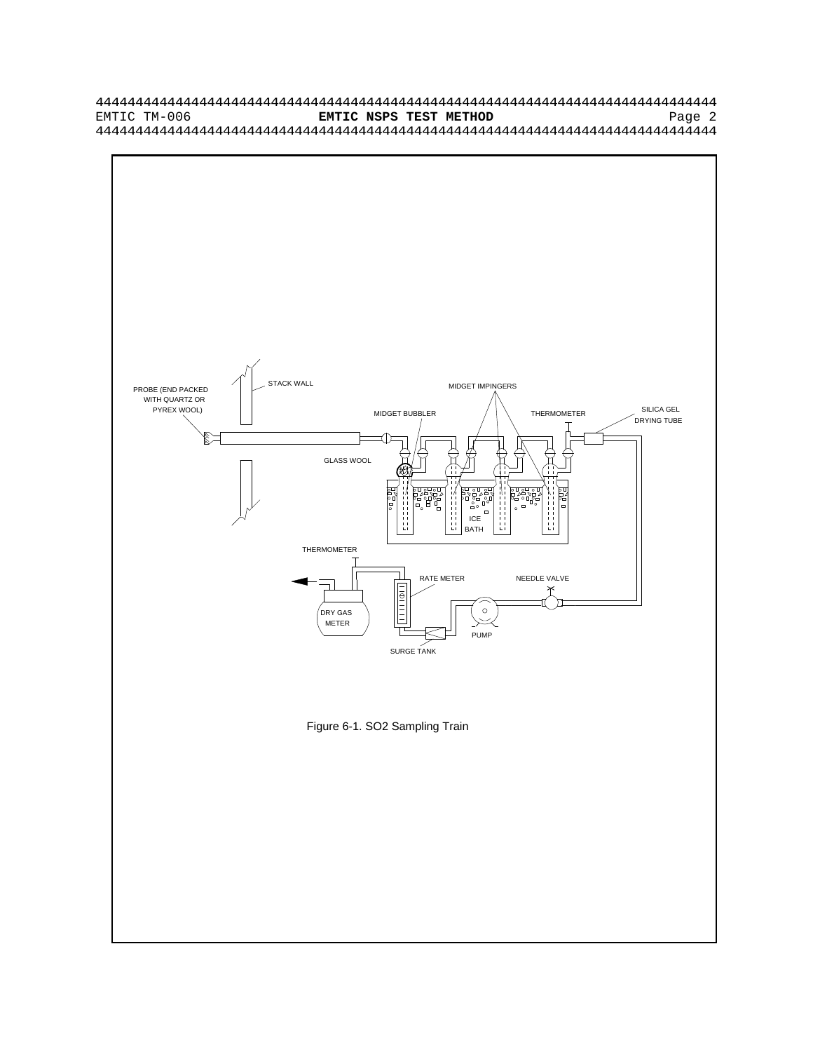Figure 6-1. SO2 Sampling Train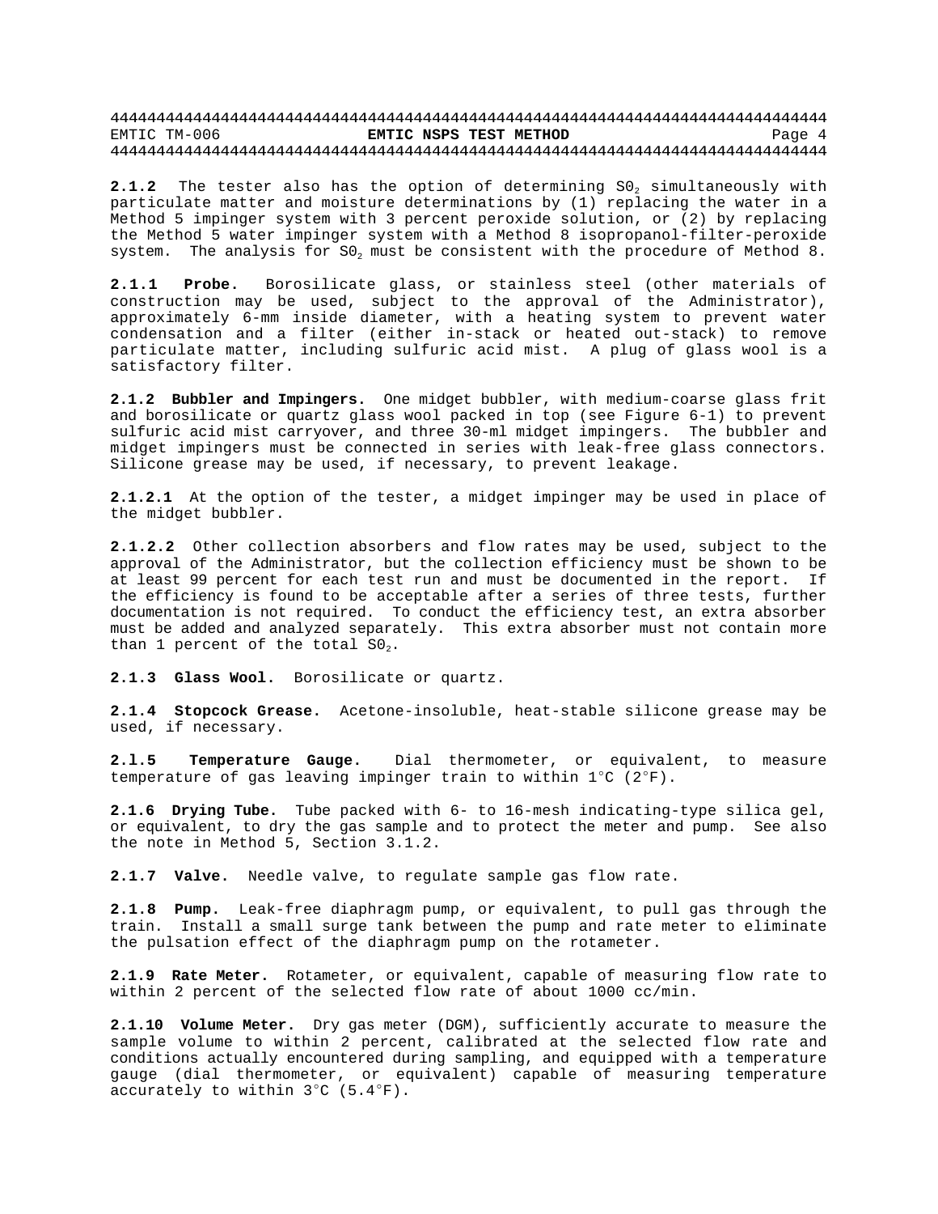**2.1.2** The tester also has the option of determining $SO_2$ simultaneously with particulate matter and moisture determinations by (1) replacing the water in a Method 5 impinger system with 3 percent peroxide solution, or (2) by replacing the Method 5 water impinger system with a Method 8 isopropanol-filter-peroxide system. The analysis for $SO_2$ must be consistent with the procedure of Method 8.

**2.1.1 Probe.** Borosilicate glass, or stainless steel (other materials of construction may be used, subject to the approval of the Administrator), approximately 6-mm inside diameter, with a heating system to prevent water condensation and a filter (either in-stack or heated out-stack) to remove particulate matter, including sulfuric acid mist. A plug of glass wool is a satisfactory filter.

**2.1.2 Bubbler and Impingers.** One midget bubbler, with medium-coarse glass frit and borosilicate or quartz glass wool packed in top (see Figure 6-1) to prevent sulfuric acid mist carryover, and three 30-ml midget impingers. The bubbler and midget impingers must be connected in series with leak-free glass connectors. Silicone grease may be used, if necessary, to prevent leakage.

**2.1.2.1** At the option of the tester, a midget impinger may be used in place of the midget bubbler.

**2.1.2.2** Other collection absorbers and flow rates may be used, subject to the approval of the Administrator, but the collection efficiency must be shown to be at least 99 percent for each test run and must be documented in the report. If the efficiency is found to be acceptable after a series of three tests, further documentation is not required. To conduct the efficiency test, an extra absorber must be added and analyzed separately. This extra absorber must not contain more than 1 percent of the total $SO_2$.

**2.1.3 Glass Wool.** Borosilicate or quartz.

**2.1.4 Stopcock Grease.** Acetone-insoluble, heat-stable silicone grease may be used, if necessary.

**2.1.5 Temperature Gauge.** Dial thermometer, or equivalent, to measure temperature of gas leaving impinger train to within 1°C (2°F).

**2.1.6 Drying Tube.** Tube packed with 6- to 16-mesh indicating-type silica gel, or equivalent, to dry the gas sample and to protect the meter and pump. See also the note in Method 5, Section 3.1.2.

**2.1.7 Valve.** Needle valve, to regulate sample gas flow rate.

**2.1.8 Pump.** Leak-free diaphragm pump, or equivalent, to pull gas through the train. Install a small surge tank between the pump and rate meter to eliminate the pulsation effect of the diaphragm pump on the rotameter.

**2.1.9 Rate Meter.** Rotameter, or equivalent, capable of measuring flow rate to within 2 percent of the selected flow rate of about 1000 cc/min.

**2.1.10 Volume Meter.** Dry gas meter (DGM), sufficiently accurate to measure the sample volume to within 2 percent, calibrated at the selected flow rate and conditions actually encountered during sampling, and equipped with a temperature gauge (dial thermometer, or equivalent) capable of measuring temperature accurately to within 3°C (5.4°F).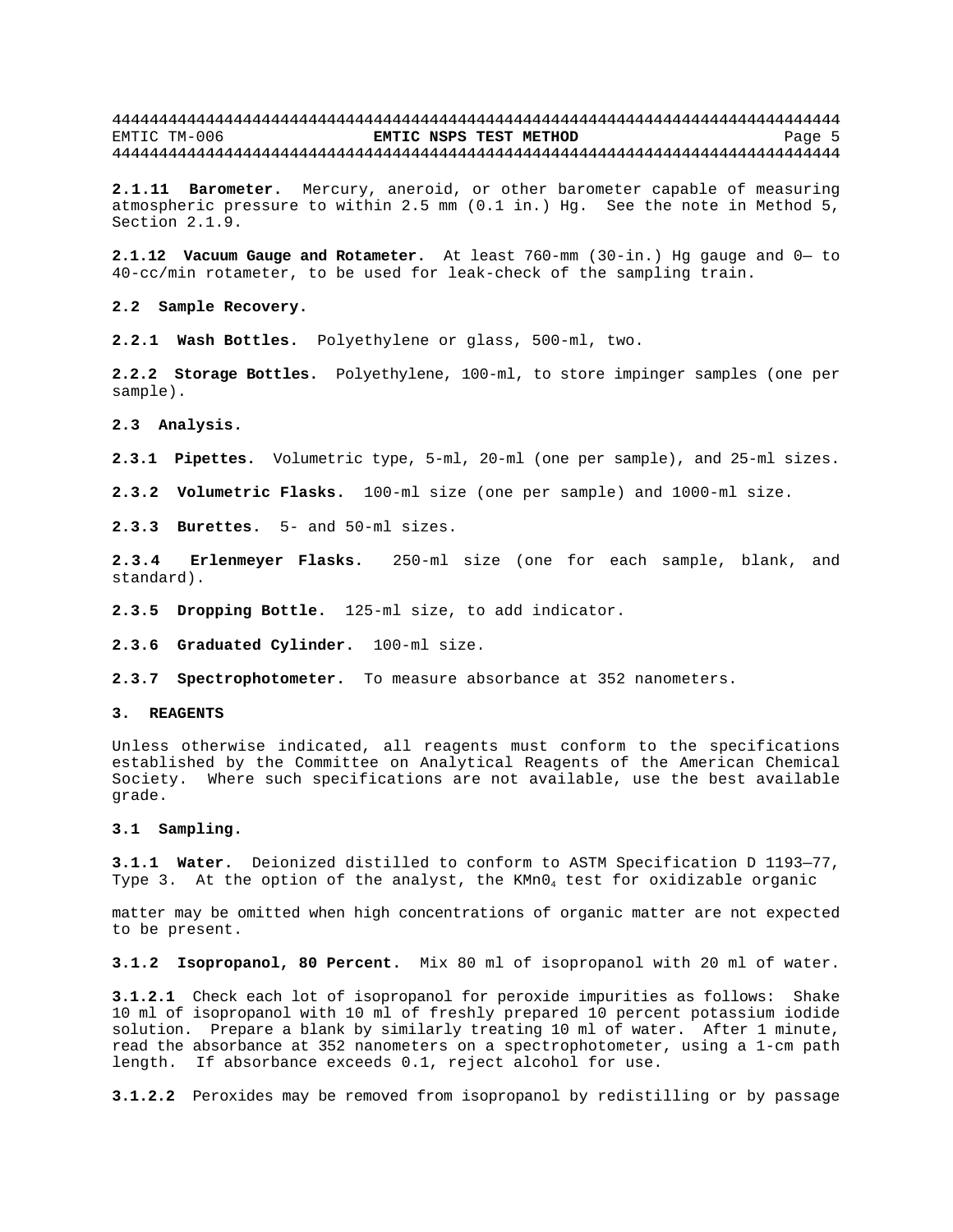**2.1.11 Barometer.** Mercury, aneroid, or other barometer capable of measuring atmospheric pressure to within 2.5 mm (0.1 in.) Hg. See the note in Method 5, Section 2.1.9.

**2.1.12 Vacuum Gauge and Rotameter.** At least 760-mm (30-in.) Hg gauge and 0— to 40-cc/min rotameter, to be used for leak-check of the sampling train.

**2.2 Sample Recovery.**

**2.2.1 Wash Bottles.** Polyethylene or glass, 500-ml, two.

**2.2.2 Storage Bottles.** Polyethylene, 100-ml, to store impinger samples (one per sample).

**2.3 Analysis.**

**2.3.1 Pipettes.** Volumetric type, 5-ml, 20-ml (one per sample), and 25-ml sizes.

**2.3.2 Volumetric Flasks.** 100-ml size (one per sample) and 1000-ml size.

**2.3.3 Burettes.** 5- and 50-ml sizes.

**2.3.4 Erlenmeyer Flasks.** 250-ml size (one for each sample, blank, and standard).

**2.3.5 Dropping Bottle.** 125-ml size, to add indicator.

**2.3.6 Graduated Cylinder.** 100-ml size.

**2.3.7 Spectrophotometer.** To measure absorbance at 352 nanometers.

**3. REAGENTS**

Unless otherwise indicated, all reagents must conform to the specifications established by the Committee on Analytical Reagents of the American Chemical Society. Where such specifications are not available, use the best available grade.

**3.1 Sampling.**

**3.1.1 Water.** Deionized distilled to conform to ASTM Specification D 1193—77, Type 3. At the option of the analyst, the $KMn0_4$ test for oxidizable organic matter may be omitted when high concentrations of organic matter are not expected to be present.

**3.1.2 Isopropanol, 80 Percent.** Mix 80 ml of isopropanol with 20 ml of water.

**3.1.2.1** Check each lot of isopropanol for peroxide impurities as follows: Shake 10 ml of isopropanol with 10 ml of freshly prepared 10 percent potassium iodide solution. Prepare a blank by similarly treating 10 ml of water. After 1 minute, read the absorbance at 352 nanometers on a spectrophotometer, using a 1-cm path length. If absorbance exceeds 0.1, reject alcohol for use.

**3.1.2.2** Peroxides may be removed from isopropanol by redistilling or by passage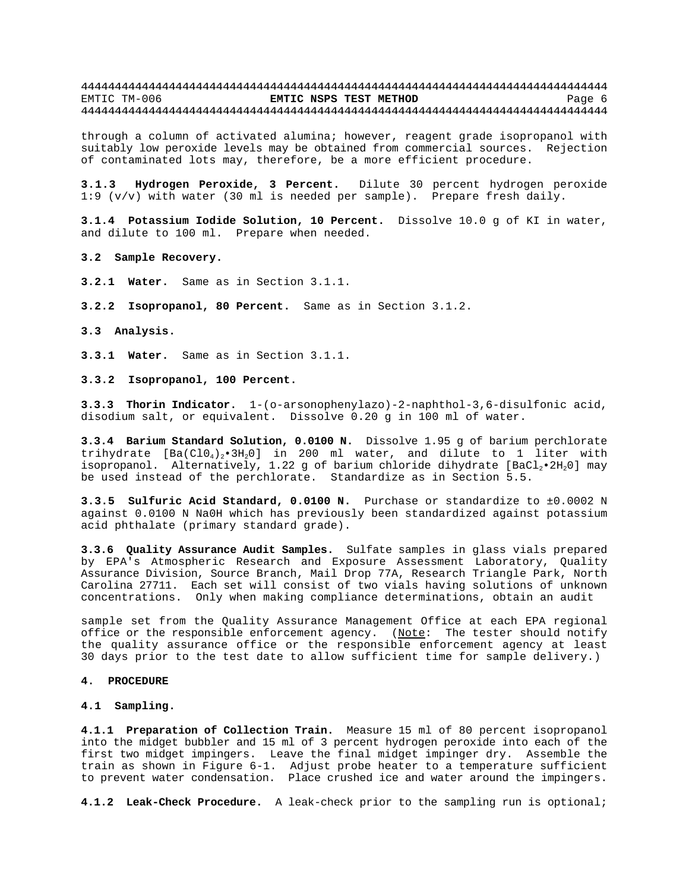through a column of activated alumina; however, reagent grade isopropanol with suitably low peroxide levels may be obtained from commercial sources. Rejection of contaminated lots may, therefore, be a more efficient procedure.

**3.1.3 Hydrogen Peroxide, 3 Percent.** Dilute 30 percent hydrogen peroxide 1:9 (v/v) with water (30 ml is needed per sample). Prepare fresh daily.

**3.1.4 Potassium Iodide Solution, 10 Percent.** Dissolve 10.0 g of KI in water, and dilute to 100 ml. Prepare when needed.

**3.2 Sample Recovery.**

**3.2.1 Water.** Same as in Section 3.1.1.

**3.2.2 Isopropanol, 80 Percent.** Same as in Section 3.1.2.

**3.3 Analysis.**

**3.3.1 Water.** Same as in Section 3.1.1.

**3.3.2 Isopropanol, 100 Percent.**

**3.3.3 Thorin Indicator.** 1-(o-arsonophenylazo)-2-naphthol-3,6-disulfonic acid, disodium salt, or equivalent. Dissolve 0.20 g in 100 ml of water.

**3.3.4 Barium Standard Solution, 0.0100 N.** Dissolve 1.95 g of barium perchlorate trihydrate [$Ba(ClO_4)_2 \bullet 3H_2O$] in 200 ml water, and dilute to 1 liter with isopropanol. Alternatively, 1.22 g of barium chloride dihydrate [$BaCl_2 \bullet 2H_2O$] may be used instead of the perchlorate. Standardize as in Section 5.5.

**3.3.5 Sulfuric Acid Standard, 0.0100 N.** Purchase or standardize to ±0.0002 N against 0.0100 N NaOH which has previously been standardized against potassium acid phthalate (primary standard grade).

**3.3.6 Quality Assurance Audit Samples.** Sulfate samples in glass vials prepared by EPA's Atmospheric Research and Exposure Assessment Laboratory, Quality Assurance Division, Source Branch, Mail Drop 77A, Research Triangle Park, North Carolina 27711. Each set will consist of two vials having solutions of unknown concentrations. Only when making compliance determinations, obtain an audit sample set from the Quality Assurance Management Office at each EPA regional office or the responsible enforcement agency. (Note: The tester should notify the quality assurance office or the responsible enforcement agency at least 30 days prior to the test date to allow sufficient time for sample delivery.)

**4. PROCEDURE**

**4.1 Sampling.**

**4.1.1 Preparation of Collection Train.** Measure 15 ml of 80 percent isopropanol into the midget bubbler and 15 ml of 3 percent hydrogen peroxide into each of the first two midget impingers. Leave the final midget impinger dry. Assemble the train as shown in Figure 6-1. Adjust probe heater to a temperature sufficient to prevent water condensation. Place crushed ice and water around the impingers.

**4.1.2 Leak-Check Procedure.** A leak-check prior to the sampling run is optional;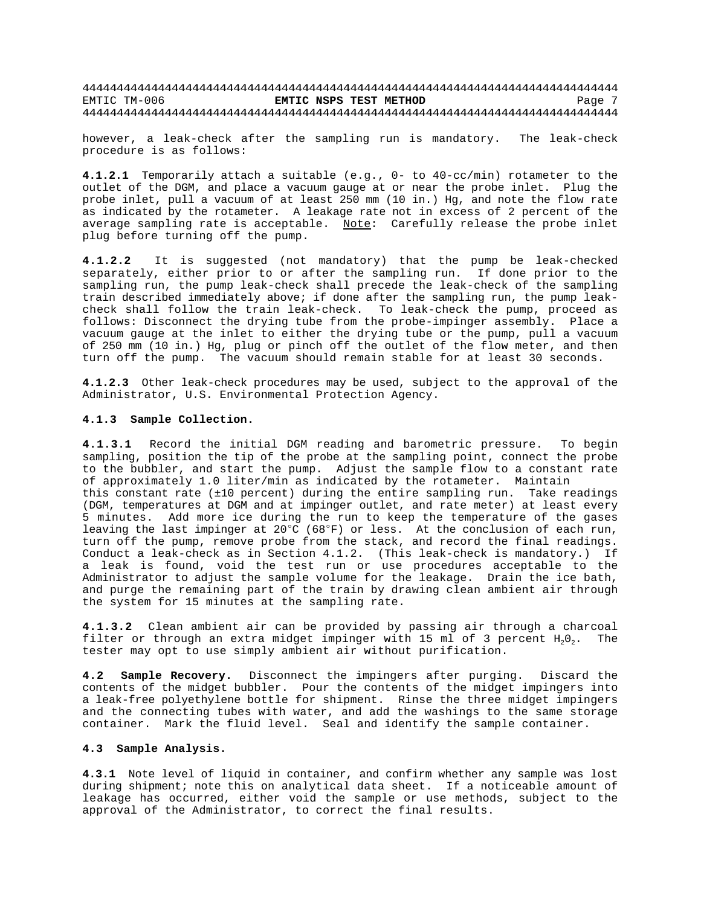however, a leak-check after the sampling run is mandatory. The leak-check procedure is as follows:

**4.1.2.1** Temporarily attach a suitable (e.g., 0- to 40-cc/min) rotameter to the outlet of the DGM, and place a vacuum gauge at or near the probe inlet. Plug the probe inlet, pull a vacuum of at least 250 mm (10 in.) Hg, and note the flow rate as indicated by the rotameter. A leakage rate not in excess of 2 percent of the average sampling rate is acceptable. Note: Carefully release the probe inlet plug before turning off the pump.

**4.1.2.2** It is suggested (not mandatory) that the pump be leak-checked separately, either prior to or after the sampling run. If done prior to the sampling run, the pump leak-check shall precede the leak-check of the sampling train described immediately above; if done after the sampling run, the pump leak-check shall follow the train leak-check. To leak-check the pump, proceed as follows: Disconnect the drying tube from the probe-impinger assembly. Place a vacuum gauge at the inlet to either the drying tube or the pump, pull a vacuum of 250 mm (10 in.) Hg, plug or pinch off the outlet of the flow meter, and then turn off the pump. The vacuum should remain stable for at least 30 seconds.

**4.1.2.3** Other leak-check procedures may be used, subject to the approval of the Administrator, U.S. Environmental Protection Agency.

### 4.1.3 Sample Collection.

**4.1.3.1** Record the initial DGM reading and barometric pressure. To begin sampling, position the tip of the probe at the sampling point, connect the probe to the bubbler, and start the pump. Adjust the sample flow to a constant rate of approximately 1.0 liter/min as indicated by the rotameter. Maintain this constant rate (±10 percent) during the entire sampling run. Take readings (DGM, temperatures at DGM and at impinger outlet, and rate meter) at least every 5 minutes. Add more ice during the run to keep the temperature of the gases leaving the last impinger at 20°C (68°F) or less. At the conclusion of each run, turn off the pump, remove probe from the stack, and record the final readings. Conduct a leak-check as in Section 4.1.2. (This leak-check is mandatory.) If a leak is found, void the test run or use procedures acceptable to the Administrator to adjust the sample volume for the leakage. Drain the ice bath, and purge the remaining part of the train by drawing clean ambient air through the system for 15 minutes at the sampling rate.

**4.1.3.2** Clean ambient air can be provided by passing air through a charcoal filter or through an extra midget impinger with 15 ml of 3 percent $H_2O_2$. The tester may opt to use simply ambient air without purification.

**4.2 Sample Recovery.** Disconnect the impingers after purging. Discard the contents of the midget bubbler. Pour the contents of the midget impingers into a leak-free polyethylene bottle for shipment. Rinse the three midget impingers and the connecting tubes with water, and add the washings to the same storage container. Mark the fluid level. Seal and identify the sample container.

### 4.3 Sample Analysis.

**4.3.1** Note level of liquid in container, and confirm whether any sample was lost during shipment; note this on analytical data sheet. If a noticeable amount of leakage has occurred, either void the sample or use methods, subject to the approval of the Administrator, to correct the final results.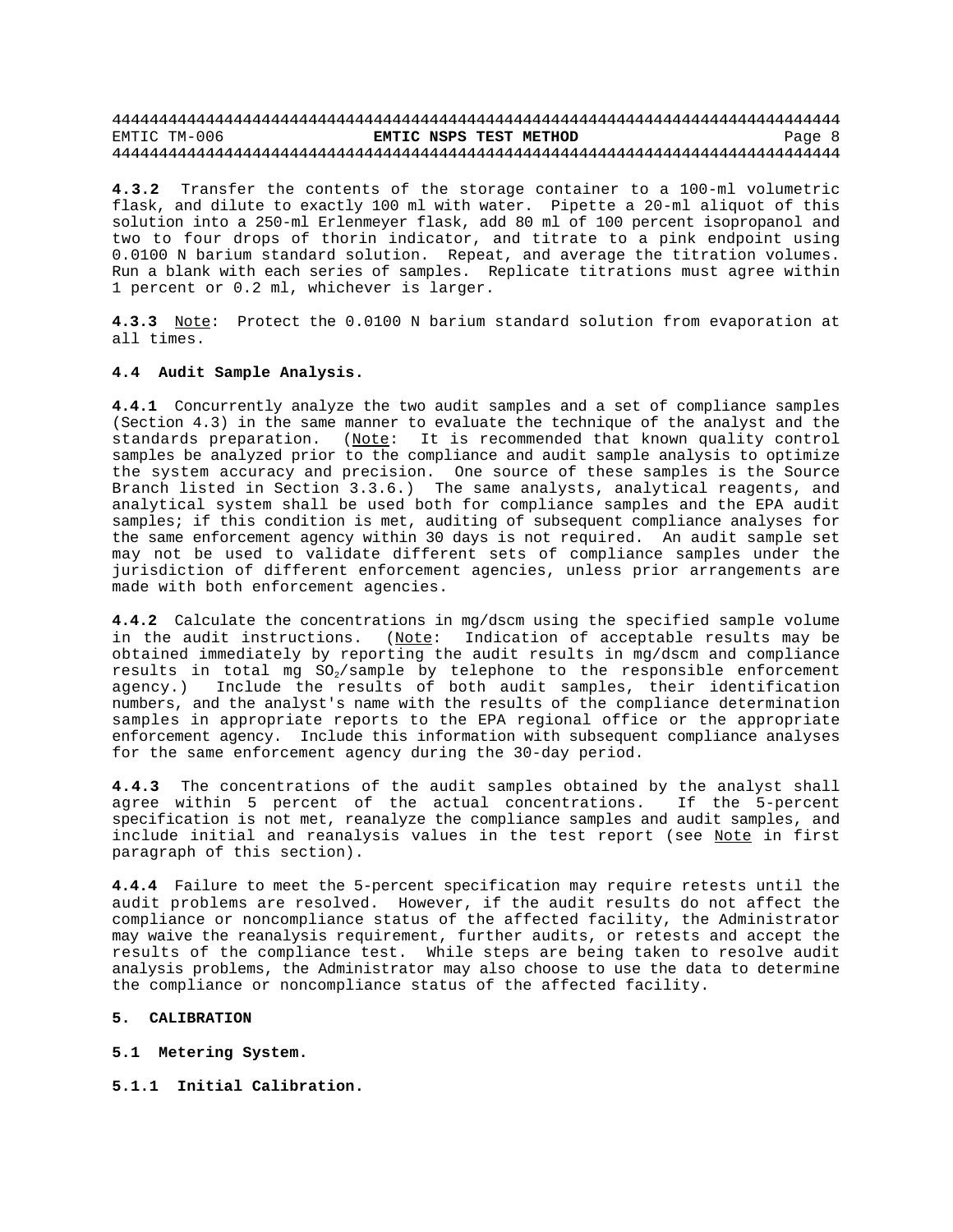**4.3.2** Transfer the contents of the storage container to a 100-ml volumetric flask, and dilute to exactly 100 ml with water. Pipette a 20-ml aliquot of this solution into a 250-ml Erlenmeyer flask, add 80 ml of 100 percent isopropanol and two to four drops of thorin indicator, and titrate to a pink endpoint using 0.0100 N barium standard solution. Repeat, and average the titration volumes. Run a blank with each series of samples. Replicate titrations must agree within 1 percent or 0.2 ml, whichever is larger.

**4.3.3** Note: Protect the 0.0100 N barium standard solution from evaporation at all times.

**4.4 Audit Sample Analysis.**

**4.4.1** Concurrently analyze the two audit samples and a set of compliance samples (Section 4.3) in the same manner to evaluate the technique of the analyst and the standards preparation. (Note: It is recommended that known quality control samples be analyzed prior to the compliance and audit sample analysis to optimize the system accuracy and precision. One source of these samples is the Source Branch listed in Section 3.3.6.) The same analysts, analytical reagents, and analytical system shall be used both for compliance samples and the EPA audit samples; if this condition is met, auditing of subsequent compliance analyses for the same enforcement agency within 30 days is not required. An audit sample set may not be used to validate different sets of compliance samples under the jurisdiction of different enforcement agencies, unless prior arrangements are made with both enforcement agencies.

**4.4.2** Calculate the concentrations in mg/dscm using the specified sample volume in the audit instructions. (Note: Indication of acceptable results may be obtained immediately by reporting the audit results in mg/dscm and compliance results in total mg $SO_2$/sample by telephone to the responsible enforcement agency.) Include the results of both audit samples, their identification numbers, and the analyst's name with the results of the compliance determination samples in appropriate reports to the EPA regional office or the appropriate enforcement agency. Include this information with subsequent compliance analyses for the same enforcement agency during the 30-day period.

**4.4.3** The concentrations of the audit samples obtained by the analyst shall agree within 5 percent of the actual concentrations. If the 5-percent specification is not met, reanalyze the compliance samples and audit samples, and include initial and reanalysis values in the test report (see Note in first paragraph of this section).

**4.4.4** Failure to meet the 5-percent specification may require retests until the audit problems are resolved. However, if the audit results do not affect the compliance or noncompliance status of the affected facility, the Administrator may waive the reanalysis requirement, further audits, or retests and accept the results of the compliance test. While steps are being taken to resolve audit analysis problems, the Administrator may also choose to use the data to determine the compliance or noncompliance status of the affected facility.

## 5. CALIBRATION

### 5.1 Metering System.

#### 5.1.1 Initial Calibration.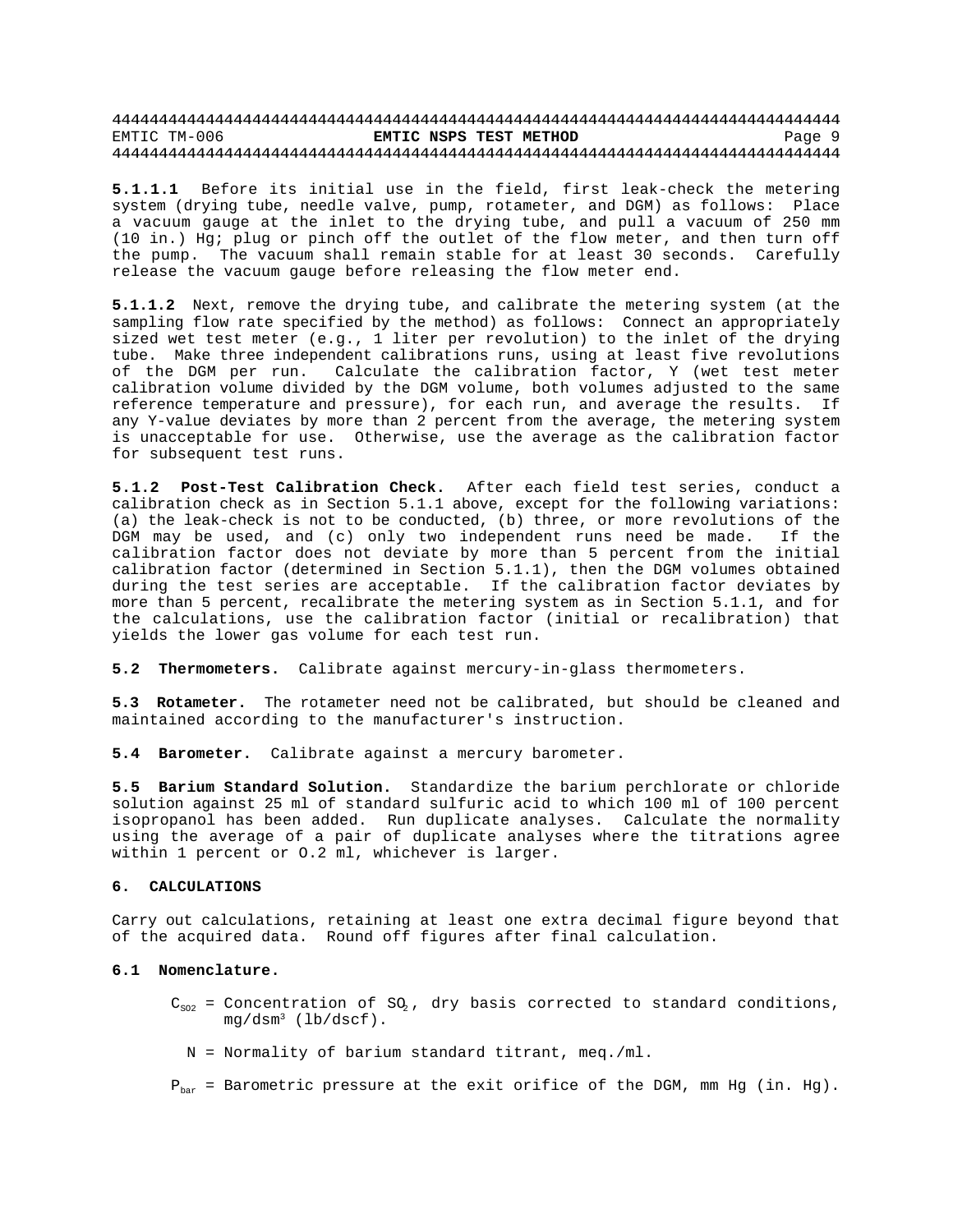**5.1.1.1** Before its initial use in the field, first leak-check the metering system (drying tube, needle valve, pump, rotameter, and DGM) as follows: Place a vacuum gauge at the inlet to the drying tube, and pull a vacuum of 250 mm (10 in.) Hg; plug or pinch off the outlet of the flow meter, and then turn off the pump. The vacuum shall remain stable for at least 30 seconds. Carefully release the vacuum gauge before releasing the flow meter end.

**5.1.1.2** Next, remove the drying tube, and calibrate the metering system (at the sampling flow rate specified by the method) as follows: Connect an appropriately sized wet test meter (e.g., 1 liter per revolution) to the inlet of the drying tube. Make three independent calibrations runs, using at least five revolutions of the DGM per run. Calculate the calibration factor, Y (wet test meter calibration volume divided by the DGM volume, both volumes adjusted to the same reference temperature and pressure), for each run, and average the results. If any Y-value deviates by more than 2 percent from the average, the metering system is unacceptable for use. Otherwise, use the average as the calibration factor for subsequent test runs.

**5.1.2 Post-Test Calibration Check.** After each field test series, conduct a calibration check as in Section 5.1.1 above, except for the following variations: (a) the leak-check is not to be conducted, (b) three, or more revolutions of the DGM may be used, and (c) only two independent runs need be made. If the calibration factor does not deviate by more than 5 percent from the initial calibration factor (determined in Section 5.1.1), then the DGM volumes obtained during the test series are acceptable. If the calibration factor deviates by more than 5 percent, recalibrate the metering system as in Section 5.1.1, and for the calculations, use the calibration factor (initial or recalibration) that yields the lower gas volume for each test run.

**5.2 Thermometers.** Calibrate against mercury-in-glass thermometers.

**5.3 Rotameter.** The rotameter need not be calibrated, but should be cleaned and maintained according to the manufacturer's instruction.

**5.4 Barometer.** Calibrate against a mercury barometer.

**5.5 Barium Standard Solution.** Standardize the barium perchlorate or chloride solution against 25 ml of standard sulfuric acid to which 100 ml of 100 percent isopropanol has been added. Run duplicate analyses. Calculate the normality using the average of a pair of duplicate analyses where the titrations agree within 1 percent or O.2 ml, whichever is larger.

## 6. CALCULATIONS

Carry out calculations, retaining at least one extra decimal figure beyond that of the acquired data. Round off figures after final calculation.

### 6.1 Nomenclature.

$C_{SO2}$ = Concentration of $SO_2$, dry basis corrected to standard conditions, $mg/dsm^3$ (lb/dscf).

N = Normality of barium standard titrant, meq./ml.

$P_{bar}$ = Barometric pressure at the exit orifice of the DGM, mm Hg (in. Hg).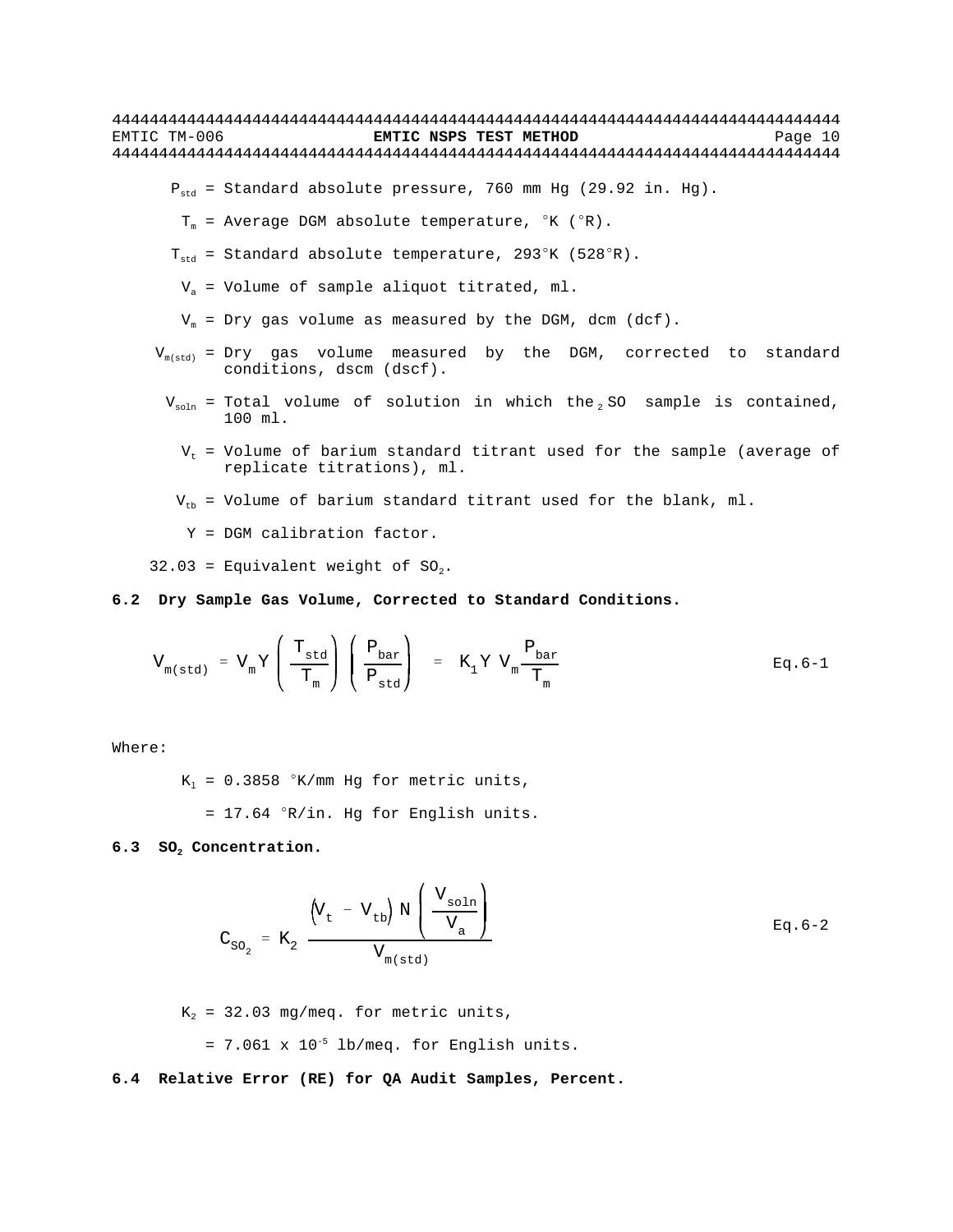$P_{std}$ = Standard absolute pressure, 760 mm Hg (29.92 in. Hg).

$T_m$ = Average DGM absolute temperature, °K (°R).

$T_{std}$ = Standard absolute temperature, 293°K (528°R).

$V_a$ = Volume of sample aliquot titrated, ml.

$V_m$ = Dry gas volume as measured by the DGM, dcm (dcf).

$V_{m(std)}$ = Dry gas volume measured by the DGM, corrected to standard conditions, dscm (dscf).

$V_{soln}$ = Total volume of solution in which the $SO_2$ sample is contained, 100 ml.

$V_t$ = Volume of barium standard titrant used for the sample (average of replicate titrations), ml.

$V_{tb}$ = Volume of barium standard titrant used for the blank, ml.

$Y$ = DGM calibration factor.

32.03 = Equivalent weight of $SO_2$.

### 6.2 Dry Sample Gas Volume, Corrected to Standard Conditions.

$$V_{m(std)} = V_m Y \left( \frac{T_{std}}{T_m} \right) \left( \frac{P_{bar}}{P_{std}} \right) = K_1 Y V_m \frac{P_{bar}}{T_m} \qquad \text{Eq.6-1}$$

Where:

$K_1$ = 0.3858 °K/mm Hg for metric units,

= 17.64 °R/in. Hg for English units.

### 6.3 $SO_2$ Concentration.

$$C_{SO_2} = K_2 \frac{(V_t - V_{tb}) N \left( \frac{V_{soln}}{V_a} \right)}{V_{m(std)}} \qquad \text{Eq.6-2}$$

$K_2$ = 32.03 mg/meq. for metric units,

= $7.061 \times 10^{-5}$ lb/meq. for English units.

### 6.4 Relative Error (RE) for QA Audit Samples, Percent.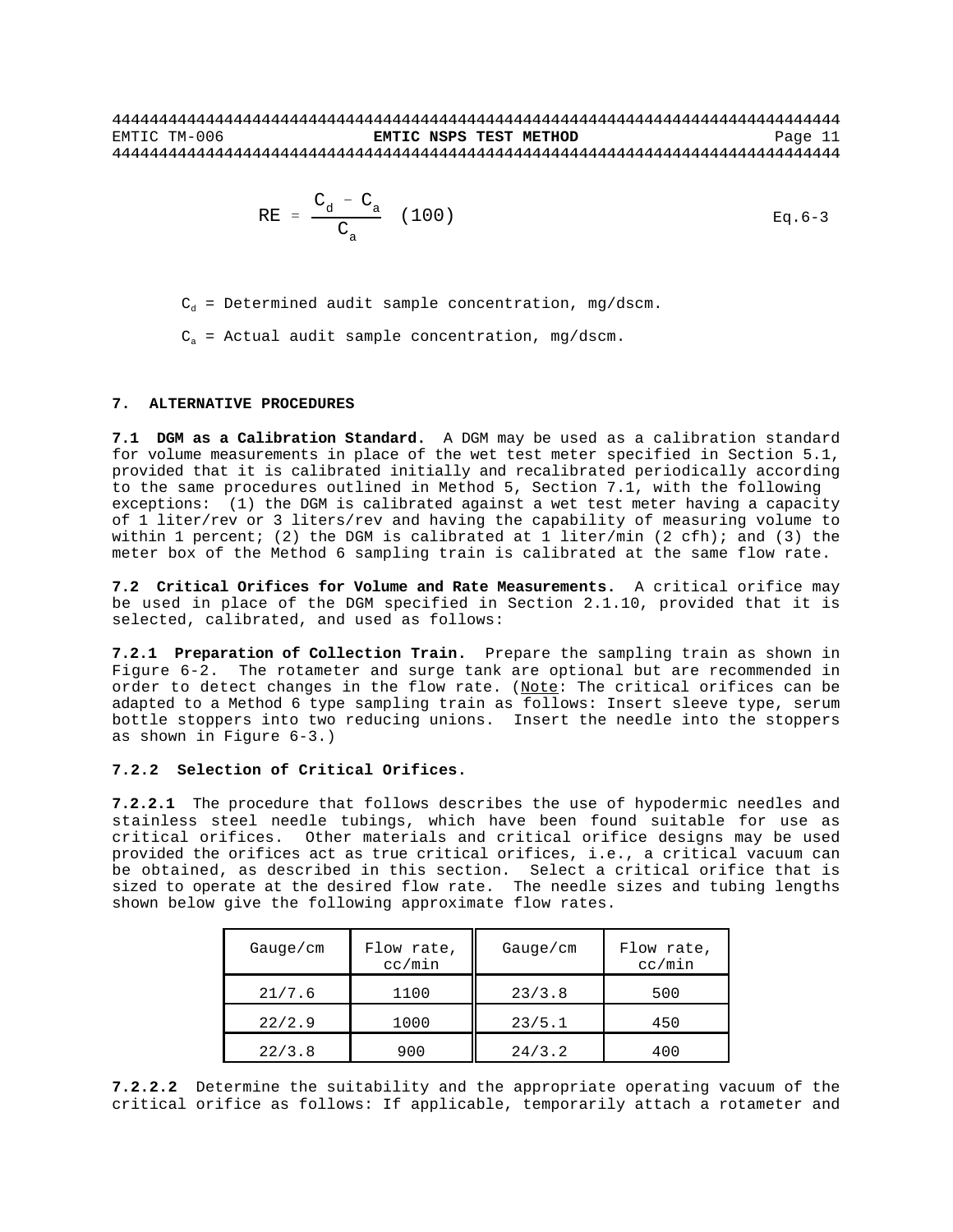$$RE = \frac{C_d - C_a}{C_a} (100) \qquad \text{Eq.6-3}$$

$C_d$ = Determined audit sample concentration, mg/dscm.

$C_a$ = Actual audit sample concentration, mg/dscm.

## 7. ALTERNATIVE PROCEDURES

**7.1 DGM as a Calibration Standard.** A DGM may be used as a calibration standard for volume measurements in place of the wet test meter specified in Section 5.1, provided that it is calibrated initially and recalibrated periodically according to the same procedures outlined in Method 5, Section 7.1, with the following exceptions: (1) the DGM is calibrated against a wet test meter having a capacity of 1 liter/rev or 3 liters/rev and having the capability of measuring volume to within 1 percent; (2) the DGM is calibrated at 1 liter/min (2 cfh); and (3) the meter box of the Method 6 sampling train is calibrated at the same flow rate.

**7.2 Critical Orifices for Volume and Rate Measurements.** A critical orifice may be used in place of the DGM specified in Section 2.1.10, provided that it is selected, calibrated, and used as follows:

**7.2.1 Preparation of Collection Train.** Prepare the sampling train as shown in Figure 6-2. The rotameter and surge tank are optional but are recommended in order to detect changes in the flow rate. (Note: The critical orifices can be adapted to a Method 6 type sampling train as follows: Insert sleeve type, serum bottle stoppers into two reducing unions. Insert the needle into the stoppers as shown in Figure 6-3.)

**7.2.2 Selection of Critical Orifices.**

**7.2.2.1** The procedure that follows describes the use of hypodermic needles and stainless steel needle tubings, which have been found suitable for use as critical orifices. Other materials and critical orifice designs may be used provided the orifices act as true critical orifices, i.e., a critical vacuum can be obtained, as described in this section. Select a critical orifice that is sized to operate at the desired flow rate. The needle sizes and tubing lengths shown below give the following approximate flow rates.

| Gauge/cm | Flow rate, cc/min | Gauge/cm | Flow rate, cc/min |
|---|---|---|---|
| 21/7.6 | 1100 | 23/3.8 | 500 |
| 22/2.9 | 1000 | 23/5.1 | 450 |
| 22/3.8 | 900 | 24/3.2 | 400 |

**7.2.2.2** Determine the suitability and the appropriate operating vacuum of the critical orifice as follows: If applicable, temporarily attach a rotameter and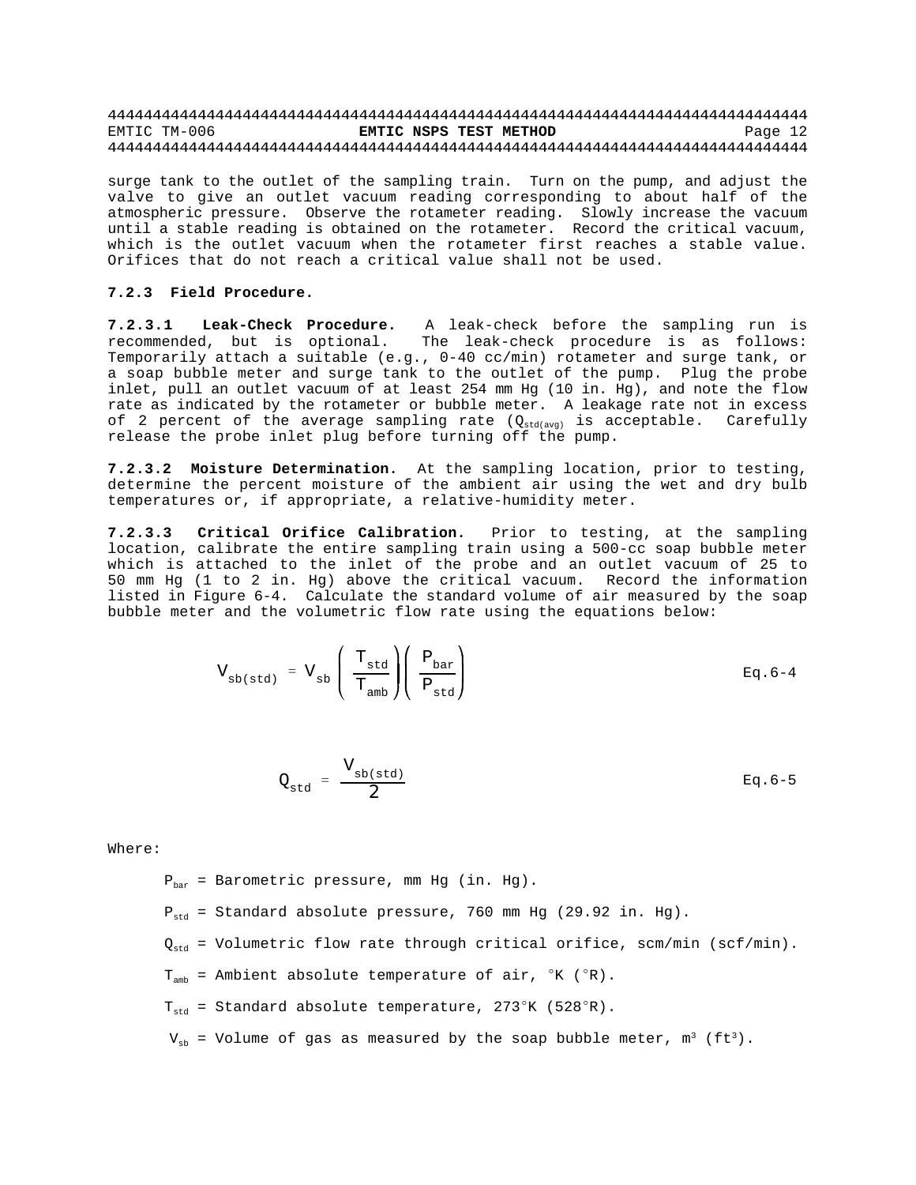surge tank to the outlet of the sampling train. Turn on the pump, and adjust the valve to give an outlet vacuum reading corresponding to about half of the atmospheric pressure. Observe the rotameter reading. Slowly increase the vacuum until a stable reading is obtained on the rotameter. Record the critical vacuum, which is the outlet vacuum when the rotameter first reaches a stable value. Orifices that do not reach a critical value shall not be used.

### 7.2.3 Field Procedure.

**7.2.3.1 Leak-Check Procedure.** A leak-check before the sampling run is recommended, but is optional. The leak-check procedure is as follows: Temporarily attach a suitable (e.g., 0-40 cc/min) rotameter and surge tank, or a soap bubble meter and surge tank to the outlet of the pump. Plug the probe inlet, pull an outlet vacuum of at least 254 mm Hg (10 in. Hg), and note the flow rate as indicated by the rotameter or bubble meter. A leakage rate not in excess of 2 percent of the average sampling rate ($Q_{std(avg)}$ is acceptable. Carefully release the probe inlet plug before turning off the pump.

**7.2.3.2 Moisture Determination.** At the sampling location, prior to testing, determine the percent moisture of the ambient air using the wet and dry bulb temperatures or, if appropriate, a relative-humidity meter.

**7.2.3.3 Critical Orifice Calibration.** Prior to testing, at the sampling location, calibrate the entire sampling train using a 500-cc soap bubble meter which is attached to the inlet of the probe and an outlet vacuum of 25 to 50 mm Hg (1 to 2 in. Hg) above the critical vacuum. Record the information listed in Figure 6-4. Calculate the standard volume of air measured by the soap bubble meter and the volumetric flow rate using the equations below:

$$V_{sb(std)} = V_{sb}\left(\frac{T_{std}}{T_{amb}}\right)\left(\frac{P_{bar}}{P_{std}}\right) \qquad \text{Eq.6-4}$$

$$Q_{std} = \frac{V_{sb(std)}}{2} \qquad \text{Eq.6-5}$$

Where:

$P_{bar}$ = Barometric pressure, mm Hg (in. Hg).

$P_{std}$ = Standard absolute pressure, 760 mm Hg (29.92 in. Hg).

$Q_{std}$ = Volumetric flow rate through critical orifice, scm/min (scf/min).

$T_{amb}$ = Ambient absolute temperature of air, °K (°R).

$T_{std}$ = Standard absolute temperature, 273°K (528°R).

$V_{sb}$ = Volume of gas as measured by the soap bubble meter, $m^3$ ($ft^3$).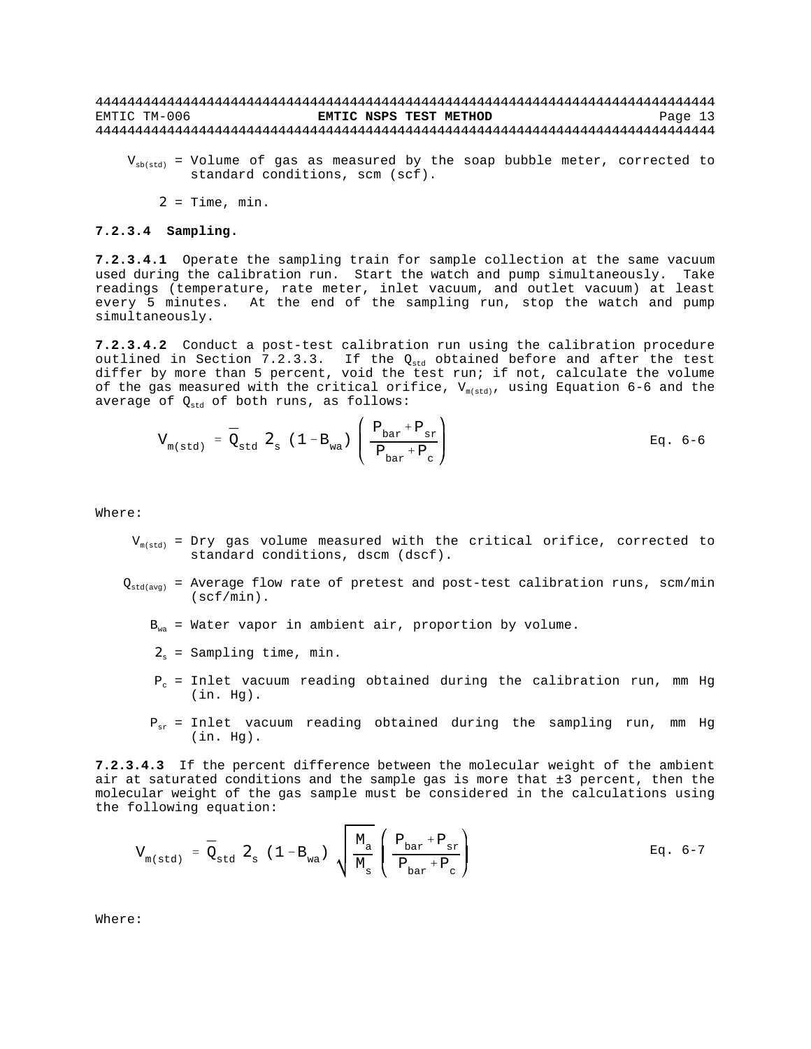$V_{sb(std)}$ = Volume of gas as measured by the soap bubble meter, corrected to standard conditions, scm (scf).

2 = Time, min.

**7.2.3.4 Sampling.**

**7.2.3.4.1** Operate the sampling train for sample collection at the same vacuum used during the calibration run. Start the watch and pump simultaneously. Take readings (temperature, rate meter, inlet vacuum, and outlet vacuum) at least every 5 minutes. At the end of the sampling run, stop the watch and pump simultaneously.

**7.2.3.4.2** Conduct a post-test calibration run using the calibration procedure outlined in Section 7.2.3.3. If the $Q_{std}$ obtained before and after the test differ by more than 5 percent, void the test run; if not, calculate the volume of the gas measured with the critical orifice, $V_{m(std)}$, using Equation 6-6 and the average of $Q_{std}$ of both runs, as follows:

$$V_{m(std)} = \bar{Q}_{std} \, 2_s \, (1 - B_{wa}) \left( \frac{P_{bar} + P_{sr}}{P_{bar} + P_c} \right) \qquad \text{Eq. 6-6}$$

Where:

$V_{m(std)}$ = Dry gas volume measured with the critical orifice, corrected to standard conditions, dscm (dscf).

$Q_{std(avg)}$ = Average flow rate of pretest and post-test calibration runs, scm/min (scf/min).

$B_{wa}$ = Water vapor in ambient air, proportion by volume.

$2_s$ = Sampling time, min.

$P_c$ = Inlet vacuum reading obtained during the calibration run, mm Hg (in. Hg).

$P_{sr}$ = Inlet vacuum reading obtained during the sampling run, mm Hg (in. Hg).

**7.2.3.4.3** If the percent difference between the molecular weight of the ambient air at saturated conditions and the sample gas is more that ±3 percent, then the molecular weight of the gas sample must be considered in the calculations using the following equation:

$$V_{m(std)} = \bar{Q}_{std} \, 2_s \, (1 - B_{wa}) \sqrt{\frac{M_a}{M_s}} \left( \frac{P_{bar} + P_{sr}}{P_{bar} + P_c} \right) \qquad \text{Eq. 6-7}$$

Where: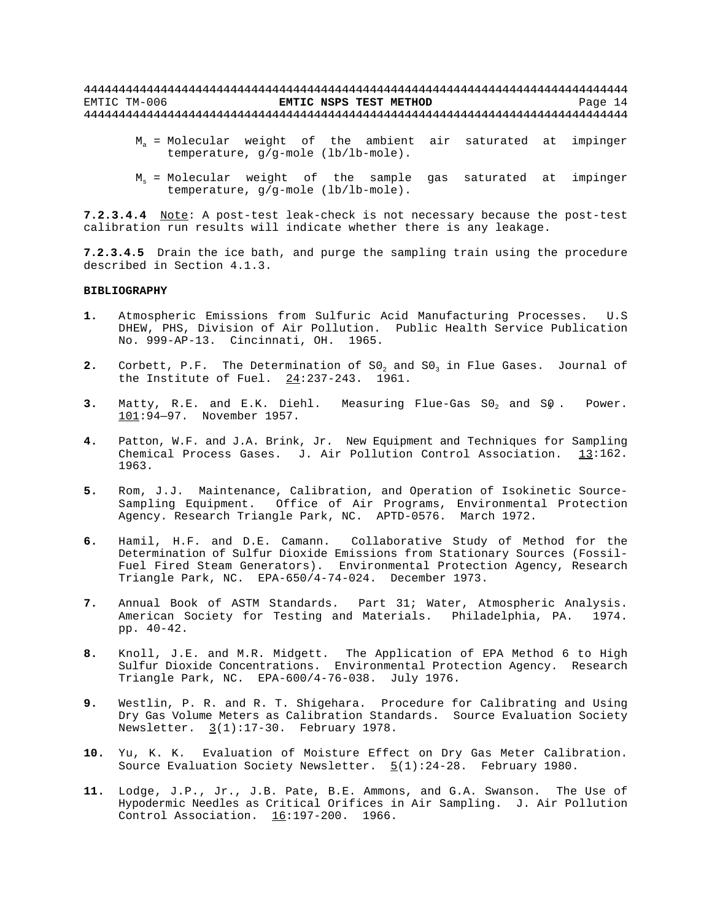$M_a$ = Molecular weight of the ambient air saturated at impinger temperature, g/g-mole (lb/lb-mole).

$M_s$ = Molecular weight of the sample gas saturated at impinger temperature, g/g-mole (lb/lb-mole).

**7.2.3.4.4** Note: A post-test leak-check is not necessary because the post-test calibration run results will indicate whether there is any leakage.

**7.2.3.4.5** Drain the ice bath, and purge the sampling train using the procedure described in Section 4.1.3.

**BIBLIOGRAPHY**

**1.** Atmospheric Emissions from Sulfuric Acid Manufacturing Processes. U.S DHEW, PHS, Division of Air Pollution. Public Health Service Publication No. 999-AP-13. Cincinnati, OH. 1965.

**2.** Corbett, P.F. The Determination of $S0_2$ and $S0_3$ in Flue Gases. Journal of the Institute of Fuel. 24:237-243. 1961.

**3.** Matty, R.E. and E.K. Diehl. Measuring Flue-Gas $S0_2$ and $S0_3$. Power. 101:94—97. November 1957.

**4.** Patton, W.F. and J.A. Brink, Jr. New Equipment and Techniques for Sampling Chemical Process Gases. J. Air Pollution Control Association. 13:162. 1963.

**5.** Rom, J.J. Maintenance, Calibration, and Operation of Isokinetic Source-Sampling Equipment. Office of Air Programs, Environmental Protection Agency. Research Triangle Park, NC. APTD-0576. March 1972.

**6.** Hamil, H.F. and D.E. Camann. Collaborative Study of Method for the Determination of Sulfur Dioxide Emissions from Stationary Sources (Fossil-Fuel Fired Steam Generators). Environmental Protection Agency, Research Triangle Park, NC. EPA-650/4-74-024. December 1973.

**7.** Annual Book of ASTM Standards. Part 31; Water, Atmospheric Analysis. American Society for Testing and Materials. Philadelphia, PA. 1974. pp. 40-42.

**8.** Knoll, J.E. and M.R. Midgett. The Application of EPA Method 6 to High Sulfur Dioxide Concentrations. Environmental Protection Agency. Research Triangle Park, NC. EPA-600/4-76-038. July 1976.

**9.** Westlin, P. R. and R. T. Shigehara. Procedure for Calibrating and Using Dry Gas Volume Meters as Calibration Standards. Source Evaluation Society Newsletter. 3(1):17-30. February 1978.

**10.** Yu, K. K. Evaluation of Moisture Effect on Dry Gas Meter Calibration. Source Evaluation Society Newsletter. 5(1):24-28. February 1980.

**11.** Lodge, J.P., Jr., J.B. Pate, B.E. Ammons, and G.A. Swanson. The Use of Hypodermic Needles as Critical Orifices in Air Sampling. J. Air Pollution Control Association. 16:197-200. 1966.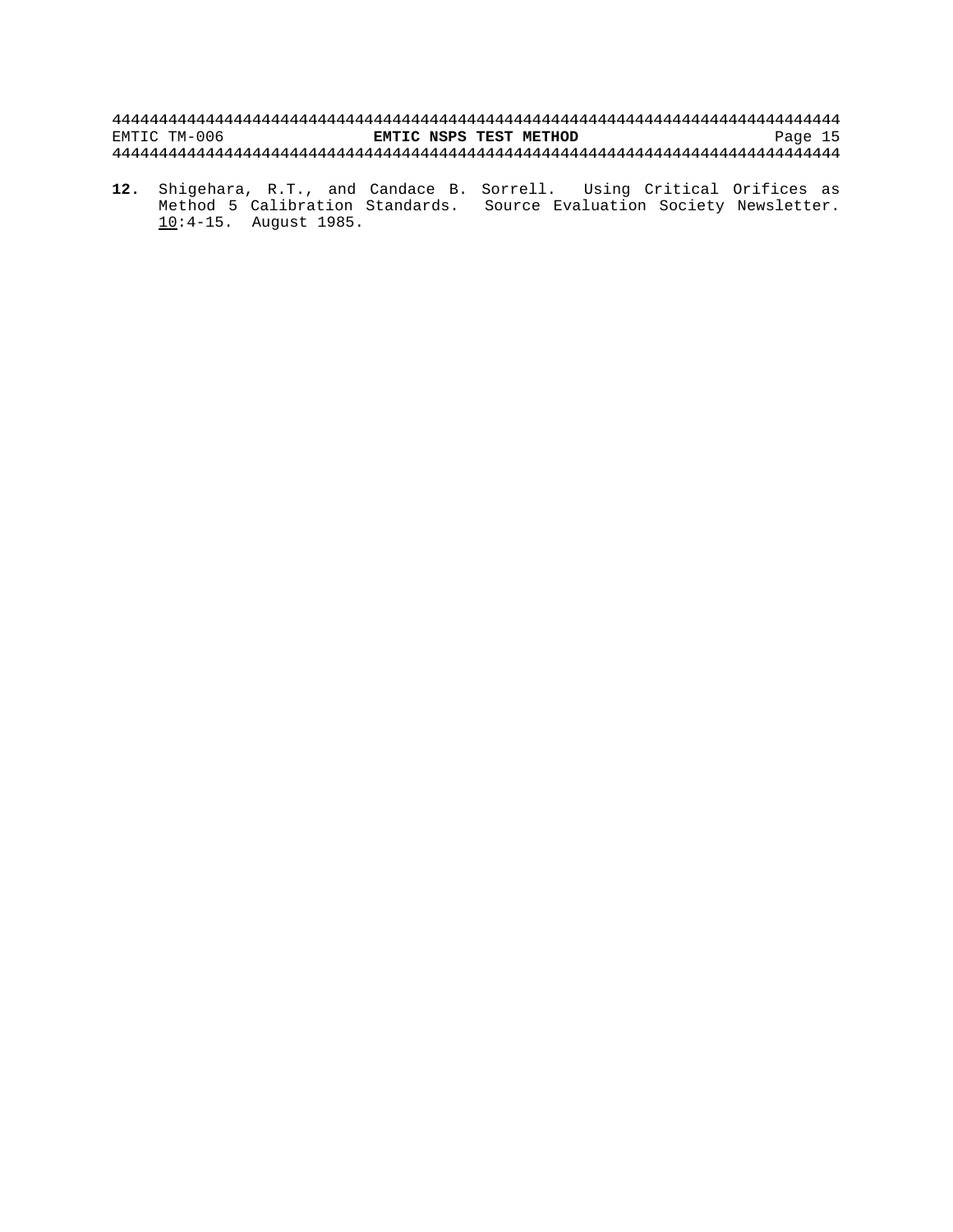**12.** Shigehara, R.T., and Candace B. Sorrell. Using Critical Orifices as Method 5 Calibration Standards. Source Evaluation Society Newsletter. 10:4-15. August 1985.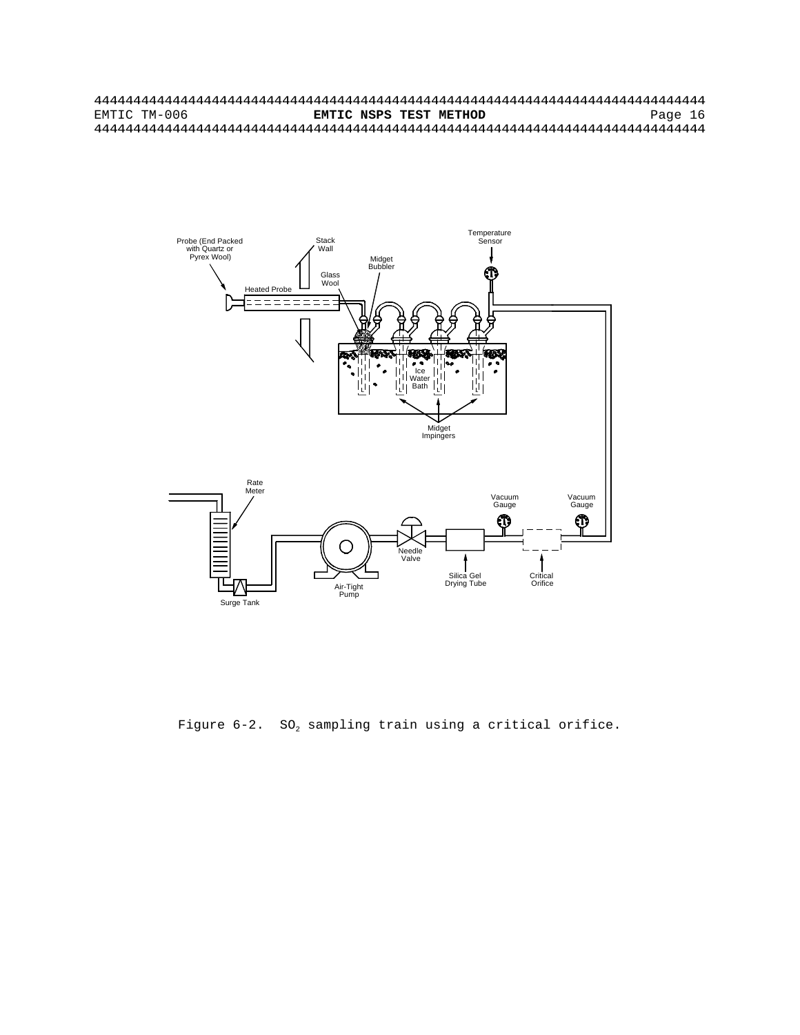Figure 6-2. $SO_2$ sampling train using a critical orifice.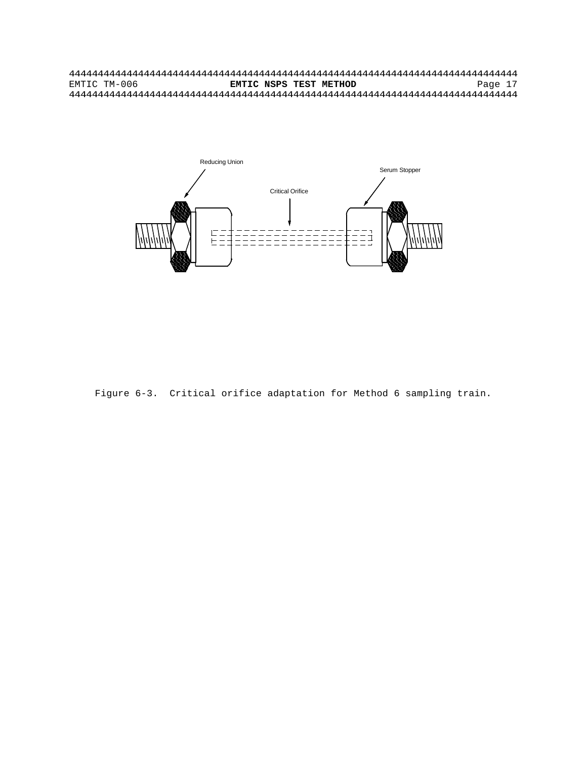Reducing Union

Serum Stopper

Critical Orifice

Figure 6-3. Critical orifice adaptation for Method 6 sampling train.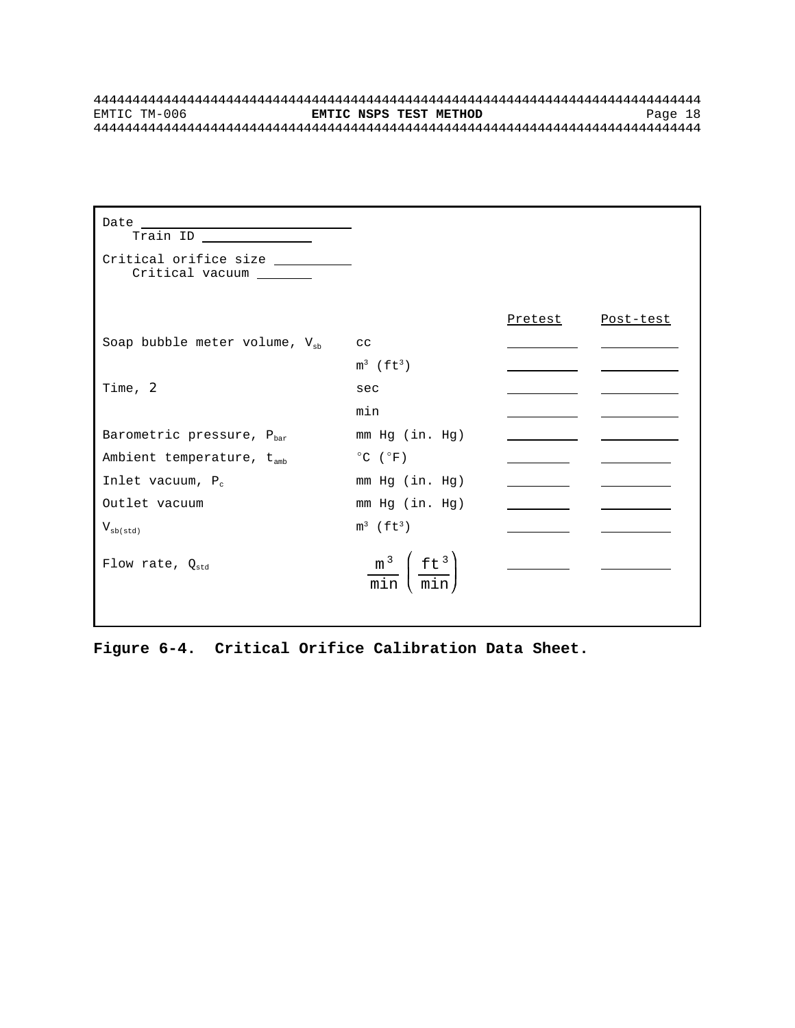Date ______________________________
Train ID _______________

Critical orifice size ___________
Critical vacuum ________

| | | Pretest | Post-test |
|---|---|---|---|
| Soap bubble meter volume, $V_{sb}$ | cc | | |
| | $m^3$ ($ft^3$) | | |
| Time, 2 | sec | | |
| | min | | |
| Barometric pressure, $P_{bar}$ | mm Hg (in. Hg) | | |
| Ambient temperature, $t_{amb}$ | °C (°F) | | |
| Inlet vacuum, $P_c$ | mm Hg (in. Hg) | | |
| Outlet vacuum | mm Hg (in. Hg) | | |
| $V_{sb(std)}$ | $m^3$ ($ft^3$) | | |
| Flow rate, $Q_{std}$ | $\frac{m^3}{min}\left(\frac{ft^3}{min}\right)$ | | |

**Figure 6-4. Critical Orifice Calibration Data Sheet.**